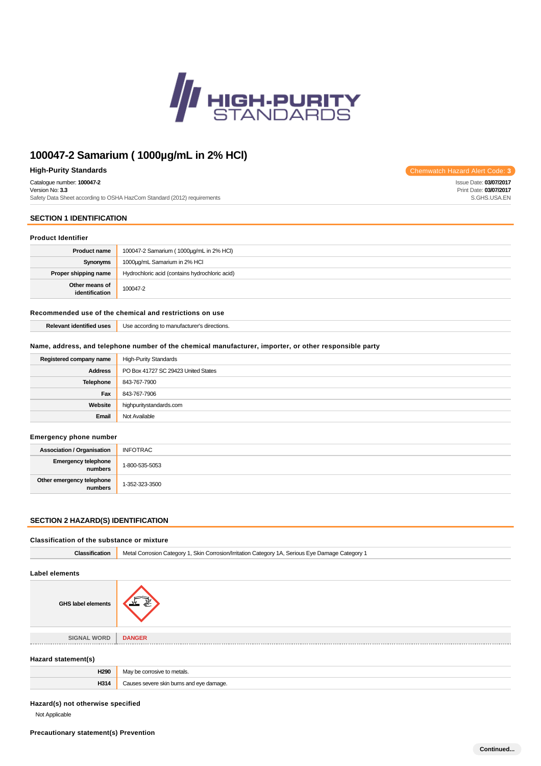# 100047-2 Samarium ( 1000µg/mL in 2% HCl)

**High-Purity Standards**

Chemwatch Hazard Alert Code: **3**

Catalogue number: **100047-2**
Version No: **3.3**
Safety Data Sheet according to OSHA HazCom Standard (2012) requirements

Issue Date: **03/07/2017**
Print Date: **03/07/2017**
S.GHS.USA.EN

## SECTION 1 IDENTIFICATION

### Product Identifier

| | |
|---|---|
| **Product name** | 100047-2 Samarium ( 1000µg/mL in 2% HCl) |
| **Synonyms** | 1000µg/mL Samarium in 2% HCl |
| **Proper shipping name** | Hydrochloric acid (contains hydrochloric acid) |
| **Other means of identification** | 100047-2 |

### Recommended use of the chemical and restrictions on use

| | |
|---|---|
| **Relevant identified uses** | Use according to manufacturer's directions. |

### Name, address, and telephone number of the chemical manufacturer, importer, or other responsible party

| | |
|---|---|
| **Registered company name** | High-Purity Standards |
| **Address** | PO Box 41727 SC 29423 United States |
| **Telephone** | 843-767-7900 |
| **Fax** | 843-767-7906 |
| **Website** | highpuritystandards.com |
| **Email** | Not Available |

### Emergency phone number

| | |
|---|---|
| **Association / Organisation** | INFOTRAC |
| **Emergency telephone numbers** | 1-800-535-5053 |
| **Other emergency telephone numbers** | 1-352-323-3500 |

## SECTION 2 HAZARD(S) IDENTIFICATION

### Classification of the substance or mixture

| | |
|---|---|
| **Classification** | Metal Corrosion Category 1, Skin Corrosion/Irritation Category 1A, Serious Eye Damage Category 1 |

### Label elements

| | |
|---|---|
| **GHS label elements** | |
| **SIGNAL WORD** | **DANGER** |

### Hazard statement(s)

| | |
|---|---|
| **H290** | May be corrosive to metals. |
| **H314** | Causes severe skin burns and eye damage. |

### Hazard(s) not otherwise specified

Not Applicable

### Precautionary statement(s) Prevention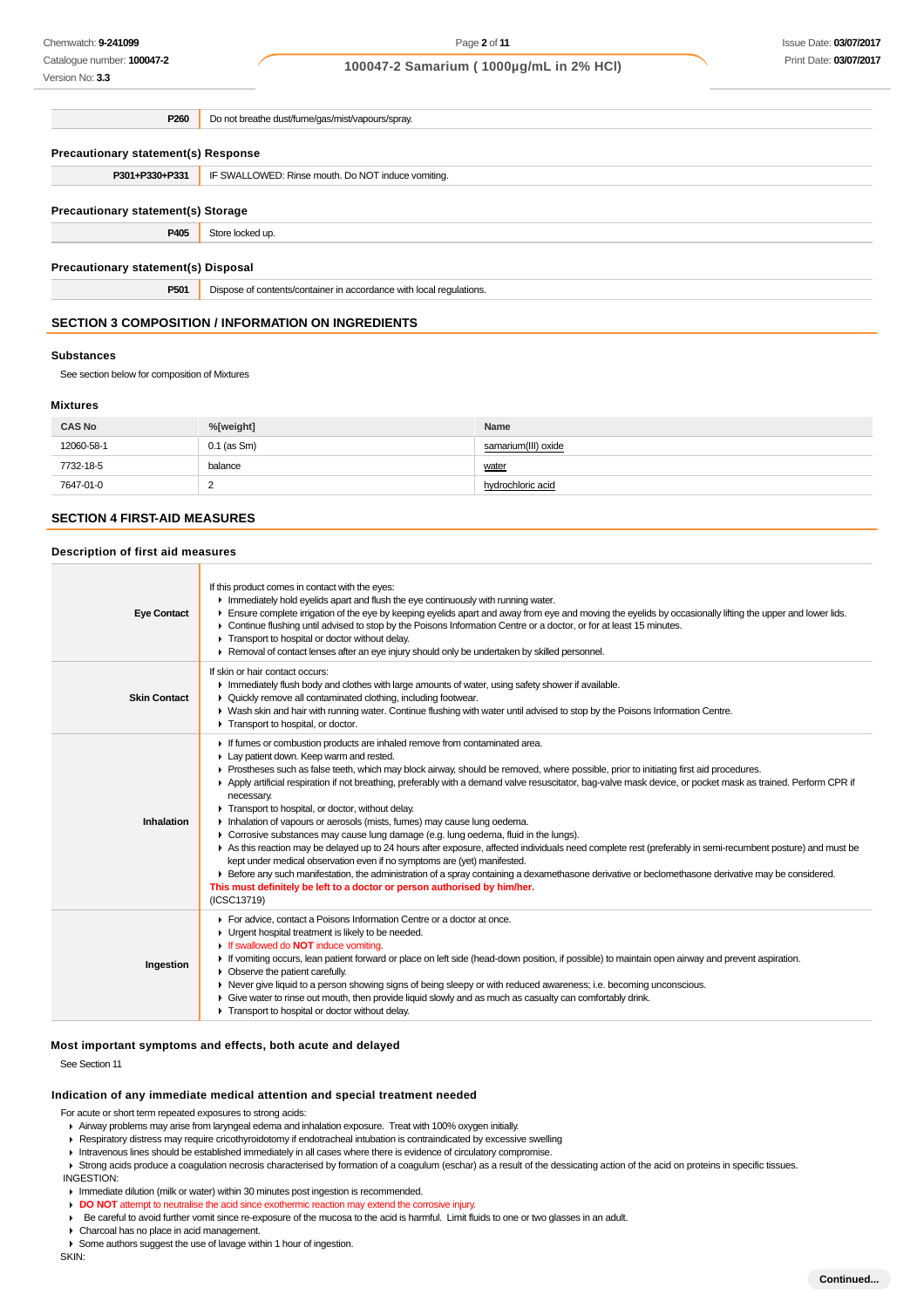| | |
|---|---|
| **P260** | Do not breathe dust/fume/gas/mist/vapours/spray. |

### Precautionary statement(s) Response

| | |
|---|---|
| **P301+P330+P331** | IF SWALLOWED: Rinse mouth. Do NOT induce vomiting. |

### Precautionary statement(s) Storage

| | |
|---|---|
| **P405** | Store locked up. |

### Precautionary statement(s) Disposal

| | |
|---|---|
| **P501** | Dispose of contents/container in accordance with local regulations. |

## SECTION 3 COMPOSITION / INFORMATION ON INGREDIENTS

### Substances

See section below for composition of Mixtures

### Mixtures

| CAS No | %[weight] | Name |
|---|---|---|
| 12060-58-1 | 0.1 (as Sm) | samarium(III) oxide |
| 7732-18-5 | balance | water |
| 7647-01-0 | 2 | hydrochloric acid |

## SECTION 4 FIRST-AID MEASURES

### Description of first aid measures

| | |
|---|---|
| **Eye Contact** | If this product comes in contact with the eyes:<br>▸ Immediately hold eyelids apart and flush the eye continuously with running water.<br>▸ Ensure complete irrigation of the eye by keeping eyelids apart and away from eye and moving the eyelids by occasionally lifting the upper and lower lids.<br>▸ Continue flushing until advised to stop by the Poisons Information Centre or a doctor, or for at least 15 minutes.<br>▸ Transport to hospital or doctor without delay.<br>▸ Removal of contact lenses after an eye injury should only be undertaken by skilled personnel. |
| **Skin Contact** | If skin or hair contact occurs:<br>▸ Immediately flush body and clothes with large amounts of water, using safety shower if available.<br>▸ Quickly remove all contaminated clothing, including footwear.<br>▸ Wash skin and hair with running water. Continue flushing with water until advised to stop by the Poisons Information Centre.<br>▸ Transport to hospital, or doctor. |
| **Inhalation** | ▸ If fumes or combustion products are inhaled remove from contaminated area.<br>▸ Lay patient down. Keep warm and rested.<br>▸ Prostheses such as false teeth, which may block airway, should be removed, where possible, prior to initiating first aid procedures.<br>▸ Apply artificial respiration if not breathing, preferably with a demand valve resuscitator, bag-valve mask device, or pocket mask as trained. Perform CPR if necessary.<br>▸ Transport to hospital, or doctor, without delay.<br>▸ Inhalation of vapours or aerosols (mists, fumes) may cause lung oedema.<br>▸ Corrosive substances may cause lung damage (e.g. lung oedema, fluid in the lungs).<br>▸ As this reaction may be delayed up to 24 hours after exposure, affected individuals need complete rest (preferably in semi-recumbent posture) and must be kept under medical observation even if no symptoms are (yet) manifested.<br>▸ Before any such manifestation, the administration of a spray containing a dexamethasone derivative or beclomethasone derivative may be considered.<br>**This must definitely be left to a doctor or person authorised by him/her.**<br>(ICSC13719) |
| **Ingestion** | ▸ For advice, contact a Poisons Information Centre or a doctor at once.<br>▸ Urgent hospital treatment is likely to be needed.<br>▸ If swallowed do **NOT** induce vomiting.<br>▸ If vomiting occurs, lean patient forward or place on left side (head-down position, if possible) to maintain open airway and prevent aspiration.<br>▸ Observe the patient carefully.<br>▸ Never give liquid to a person showing signs of being sleepy or with reduced awareness; i.e. becoming unconscious.<br>▸ Give water to rinse out mouth, then provide liquid slowly and as much as casualty can comfortably drink.<br>▸ Transport to hospital or doctor without delay. |

### Most important symptoms and effects, both acute and delayed

See Section 11

### Indication of any immediate medical attention and special treatment needed

For acute or short term repeated exposures to strong acids:

- Airway problems may arise from laryngeal edema and inhalation exposure. Treat with 100% oxygen initially.
- Respiratory distress may require cricothyroidotomy if endotracheal intubation is contraindicated by excessive swelling
- Intravenous lines should be established immediately in all cases where there is evidence of circulatory compromise.
- Strong acids produce a coagulation necrosis characterised by formation of a coagulum (eschar) as a result of the dessicating action of the acid on proteins in specific tissues.

INGESTION:

- Immediate dilution (milk or water) within 30 minutes post ingestion is recommended.
- **DO NOT** attempt to neutralise the acid since exothermic reaction may extend the corrosive injury.
- Be careful to avoid further vomit since re-exposure of the mucosa to the acid is harmful. Limit fluids to one or two glasses in an adult.
- Charcoal has no place in acid management.
- Some authors suggest the use of lavage within 1 hour of ingestion.

SKIN: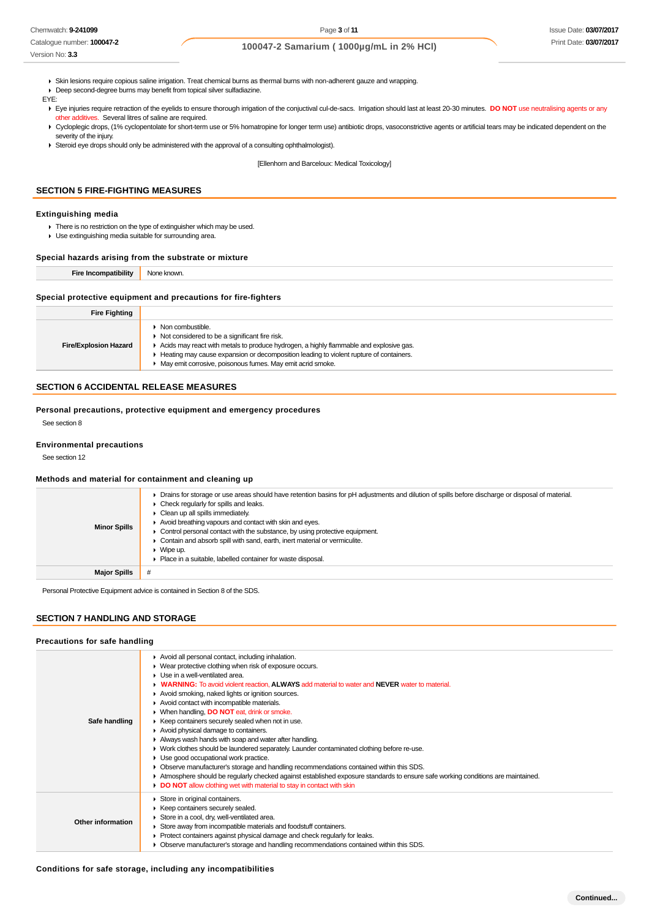- Skin lesions require copious saline irrigation. Treat chemical burns as thermal burns with non-adherent gauze and wrapping.
- Deep second-degree burns may benefit from topical silver sulfadiazine.

EYE:

- Eye injuries require retraction of the eyelids to ensure thorough irrigation of the conjuctival cul-de-sacs. Irrigation should last at least 20-30 minutes. **DO NOT** use neutralising agents or any other additives. Several litres of saline are required.
- Cycloplegic drops, (1% cyclopentolate for short-term use or 5% homatropine for longer term use) antibiotic drops, vasoconstrictive agents or artificial tears may be indicated dependent on the severity of the injury.
- Steroid eye drops should only be administered with the approval of a consulting ophthalmologist).

[Ellenhorn and Barceloux: Medical Toxicology]

## SECTION 5 FIRE-FIGHTING MEASURES

### Extinguishing media

- There is no restriction on the type of extinguisher which may be used.
- Use extinguishing media suitable for surrounding area.

### Special hazards arising from the substrate or mixture

| | |
|---|---|
| **Fire Incompatibility** | None known. |

### Special protective equipment and precautions for fire-fighters

| | |
|---|---|
| **Fire Fighting** | |
| **Fire/Explosion Hazard** | - Non combustible.<br>- Not considered to be a significant fire risk.<br>- Acids may react with metals to produce hydrogen, a highly flammable and explosive gas.<br>- Heating may cause expansion or decomposition leading to violent rupture of containers.<br>- May emit corrosive, poisonous fumes. May emit acrid smoke. |

## SECTION 6 ACCIDENTAL RELEASE MEASURES

### Personal precautions, protective equipment and emergency procedures

See section 8

### Environmental precautions

See section 12

### Methods and material for containment and cleaning up

| | |
|---|---|
| **Minor Spills** | - Drains for storage or use areas should have retention basins for pH adjustments and dilution of spills before discharge or disposal of material.<br>- Check regularly for spills and leaks.<br>- Clean up all spills immediately.<br>- Avoid breathing vapours and contact with skin and eyes.<br>- Control personal contact with the substance, by using protective equipment.<br>- Contain and absorb spill with sand, earth, inert material or vermiculite.<br>- Wipe up.<br>- Place in a suitable, labelled container for waste disposal. |
| **Major Spills** | # |

Personal Protective Equipment advice is contained in Section 8 of the SDS.

## SECTION 7 HANDLING AND STORAGE

### Precautions for safe handling

| | |
|---|---|
| **Safe handling** | - Avoid all personal contact, including inhalation.<br>- Wear protective clothing when risk of exposure occurs.<br>- Use in a well-ventilated area.<br>- **WARNING:** To avoid violent reaction, **ALWAYS** add material to water and **NEVER** water to material.<br>- Avoid smoking, naked lights or ignition sources.<br>- Avoid contact with incompatible materials.<br>- When handling, **DO NOT** eat, drink or smoke.<br>- Keep containers securely sealed when not in use.<br>- Avoid physical damage to containers.<br>- Always wash hands with soap and water after handling.<br>- Work clothes should be laundered separately. Launder contaminated clothing before re-use.<br>- Use good occupational work practice.<br>- Observe manufacturer's storage and handling recommendations contained within this SDS.<br>- Atmosphere should be regularly checked against established exposure standards to ensure safe working conditions are maintained.<br>- **DO NOT** allow clothing wet with material to stay in contact with skin |
| **Other information** | - Store in original containers.<br>- Keep containers securely sealed.<br>- Store in a cool, dry, well-ventilated area.<br>- Store away from incompatible materials and foodstuff containers.<br>- Protect containers against physical damage and check regularly for leaks.<br>- Observe manufacturer's storage and handling recommendations contained within this SDS. |

### Conditions for safe storage, including any incompatibilities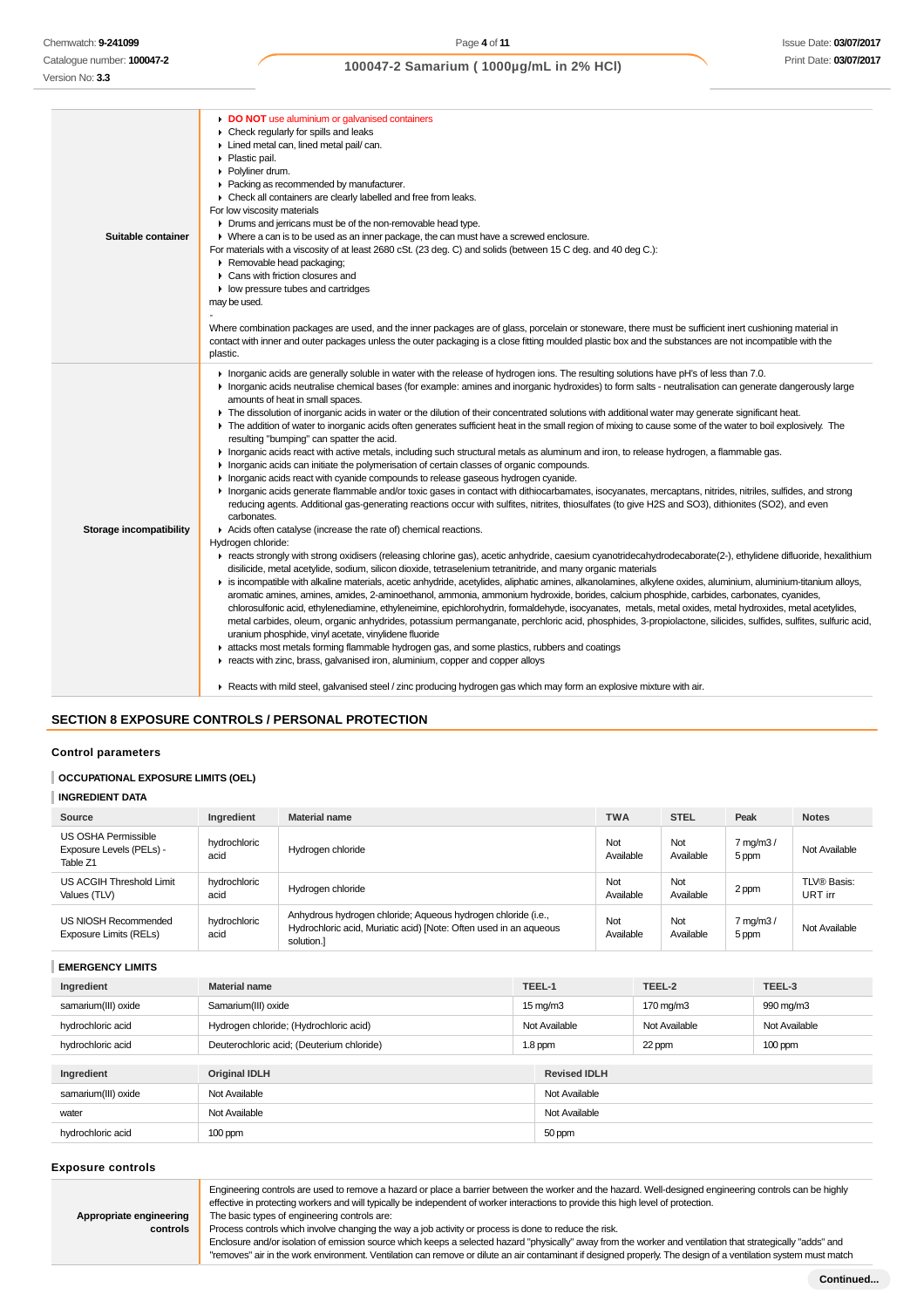| | |
|---|---|
| **Suitable container** | - **DO NOT** use aluminium or galvanised containers<br>- Check regularly for spills and leaks<br>- Lined metal can, lined metal pail/ can.<br>- Plastic pail.<br>- Polyliner drum.<br>- Packing as recommended by manufacturer.<br>- Check all containers are clearly labelled and free from leaks.<br>For low viscosity materials<br>- Drums and jerricans must be of the non-removable head type.<br>- Where a can is to be used as an inner package, the can must have a screwed enclosure.<br>For materials with a viscosity of at least 2680 cSt. (23 deg. C) and solids (between 15 C deg. and 40 deg C.):<br>- Removable head packaging;<br>- Cans with friction closures and<br>- low pressure tubes and cartridges<br>may be used.<br>-<br>Where combination packages are used, and the inner packages are of glass, porcelain or stoneware, there must be sufficient inert cushioning material in contact with inner and outer packages unless the outer packaging is a close fitting moulded plastic box and the substances are not incompatible with the plastic. |
| **Storage incompatibility** | - Inorganic acids are generally soluble in water with the release of hydrogen ions. The resulting solutions have pH's of less than 7.0.<br>- Inorganic acids neutralise chemical bases (for example: amines and inorganic hydroxides) to form salts - neutralisation can generate dangerously large amounts of heat in small spaces.<br>- The dissolution of inorganic acids in water or the dilution of their concentrated solutions with additional water may generate significant heat.<br>- The addition of water to inorganic acids often generates sufficient heat in the small region of mixing to cause some of the water to boil explosively. The resulting "bumping" can spatter the acid.<br>- Inorganic acids react with active metals, including such structural metals as aluminum and iron, to release hydrogen, a flammable gas.<br>- Inorganic acids can initiate the polymerisation of certain classes of organic compounds.<br>- Inorganic acids react with cyanide compounds to release gaseous hydrogen cyanide.<br>- Inorganic acids generate flammable and/or toxic gases in contact with dithiocarbamates, isocyanates, mercaptans, nitrides, nitriles, sulfides, and strong reducing agents. Additional gas-generating reactions occur with sulfites, nitrites, thiosulfates (to give H2S and SO3), dithionites (SO2), and even carbonates.<br>- Acids often catalyse (increase the rate of) chemical reactions.<br>Hydrogen chloride:<br>- reacts strongly with strong oxidisers (releasing chlorine gas), acetic anhydride, caesium cyanotridecahydrodecaborate(2-), ethylidene difluoride, hexalithium disilicide, metal acetylide, sodium, silicon dioxide, tetraselenium tetranitride, and many organic materials<br>- is incompatible with alkaline materials, acetic anhydride, acetylides, aliphatic amines, alkanolamines, alkylene oxides, aluminium, aluminium-titanium alloys, aromatic amines, amines, amides, 2-aminoethanol, ammonia, ammonium hydroxide, borides, calcium phosphide, carbides, carbonates, cyanides, chlorosulfonic acid, ethylenediamine, ethyleneimine, epichlorohydrin, formaldehyde, isocyanates, metals, metal oxides, metal hydroxides, metal acetylides, metal carbides, oleum, organic anhydrides, potassium permanganate, perchloric acid, phosphides, 3-propiolactone, silicides, sulfides, sulfites, sulfuric acid, uranium phosphide, vinyl acetate, vinylidene fluoride<br>- attacks most metals forming flammable hydrogen gas, and some plastics, rubbers and coatings<br>- reacts with zinc, brass, galvanised iron, aluminium, copper and copper alloys<br><br>- Reacts with mild steel, galvanised steel / zinc producing hydrogen gas which may form an explosive mixture with air. |

## SECTION 8 EXPOSURE CONTROLS / PERSONAL PROTECTION

### Control parameters

#### OCCUPATIONAL EXPOSURE LIMITS (OEL)

#### INGREDIENT DATA

| Source | Ingredient | Material name | TWA | STEL | Peak | Notes |
|---|---|---|---|---|---|---|
| US OSHA Permissible Exposure Levels (PELs) - Table Z1 | hydrochloric acid | Hydrogen chloride | Not Available | Not Available | 7 mg/m3 / 5 ppm | Not Available |
| US ACGIH Threshold Limit Values (TLV) | hydrochloric acid | Hydrogen chloride | Not Available | Not Available | 2 ppm | TLV® Basis: URT irr |
| US NIOSH Recommended Exposure Limits (RELs) | hydrochloric acid | Anhydrous hydrogen chloride; Aqueous hydrogen chloride (i.e., Hydrochloric acid, Muriatic acid) [Note: Often used in an aqueous solution.] | Not Available | Not Available | 7 mg/m3 / 5 ppm | Not Available |

#### EMERGENCY LIMITS

| Ingredient | Material name | TEEL-1 | TEEL-2 | TEEL-3 |
|---|---|---|---|---|
| samarium(III) oxide | Samarium(III) oxide | 15 mg/m3 | 170 mg/m3 | 990 mg/m3 |
| hydrochloric acid | Hydrogen chloride; (Hydrochloric acid) | Not Available | Not Available | Not Available |
| hydrochloric acid | Deuterochloric acid; (Deuterium chloride) | 1.8 ppm | 22 ppm | 100 ppm |

| Ingredient | Original IDLH | Revised IDLH |
|---|---|---|
| samarium(III) oxide | Not Available | Not Available |
| water | Not Available | Not Available |
| hydrochloric acid | 100 ppm | 50 ppm |

### Exposure controls

| | |
|---|---|
| **Appropriate engineering controls** | Engineering controls are used to remove a hazard or place a barrier between the worker and the hazard. Well-designed engineering controls can be highly effective in protecting workers and will typically be independent of worker interactions to provide this high level of protection.<br>The basic types of engineering controls are:<br>Process controls which involve changing the way a job activity or process is done to reduce the risk.<br>Enclosure and/or isolation of emission source which keeps a selected hazard "physically" away from the worker and ventilation that strategically "adds" and "removes" air in the work environment. Ventilation can remove or dilute an air contaminant if designed properly. The design of a ventilation system must match |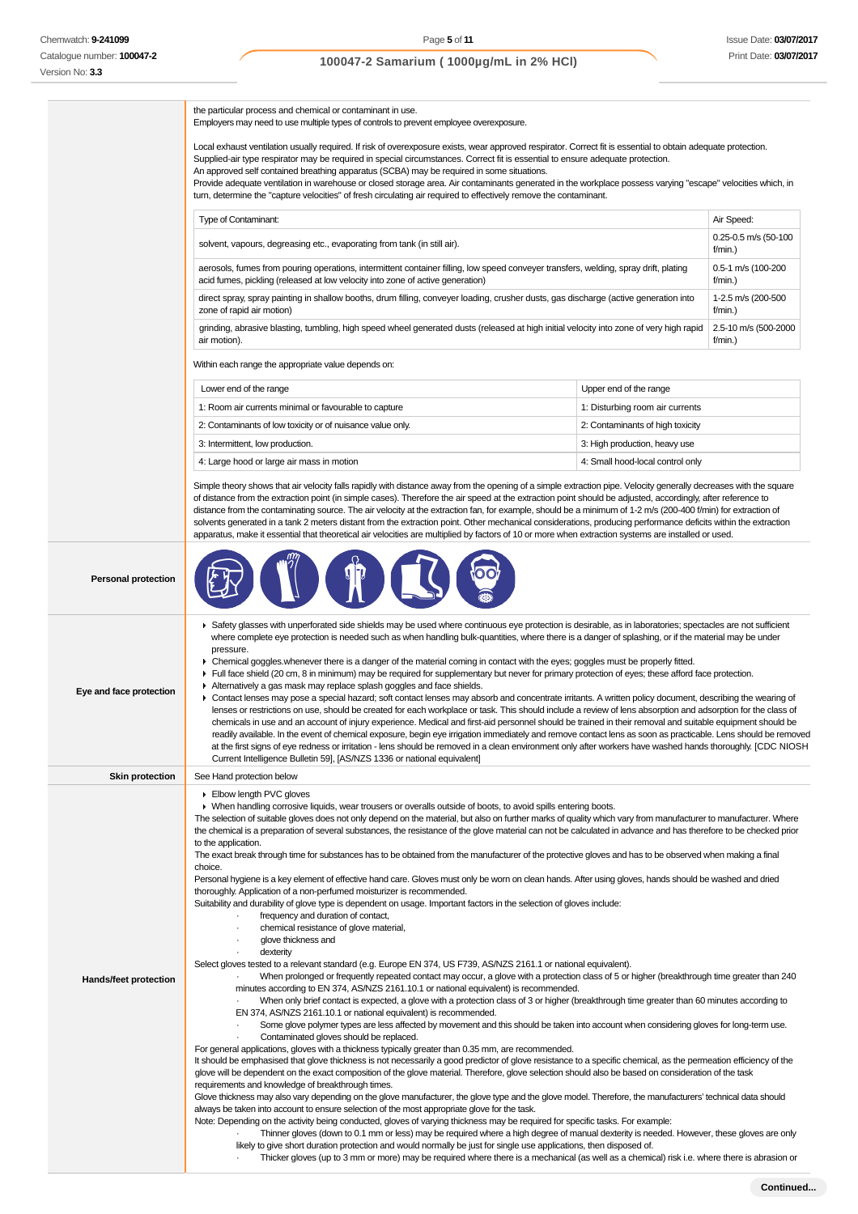the particular process and chemical or contaminant in use.
Employers may need to use multiple types of controls to prevent employee overexposure.

Local exhaust ventilation usually required. If risk of overexposure exists, wear approved respirator. Correct fit is essential to obtain adequate protection.
Supplied-air type respirator may be required in special circumstances. Correct fit is essential to ensure adequate protection.
An approved self contained breathing apparatus (SCBA) may be required in some situations.
Provide adequate ventilation in warehouse or closed storage area. Air contaminants generated in the workplace possess varying "escape" velocities which, in turn, determine the "capture velocities" of fresh circulating air required to effectively remove the contaminant.

| Type of Contaminant: | Air Speed: |
|---|---|
| solvent, vapours, degreasing etc., evaporating from tank (in still air). | 0.25-0.5 m/s (50-100 f/min.) |
| aerosols, fumes from pouring operations, intermittent container filling, low speed conveyer transfers, welding, spray drift, plating acid fumes, pickling (released at low velocity into zone of active generation) | 0.5-1 m/s (100-200 f/min.) |
| direct spray, spray painting in shallow booths, drum filling, conveyer loading, crusher dusts, gas discharge (active generation into zone of rapid air motion) | 1-2.5 m/s (200-500 f/min.) |
| grinding, abrasive blasting, tumbling, high speed wheel generated dusts (released at high initial velocity into zone of very high rapid air motion). | 2.5-10 m/s (500-2000 f/min.) |

Within each range the appropriate value depends on:

| Lower end of the range | Upper end of the range |
|---|---|
| 1: Room air currents minimal or favourable to capture | 1: Disturbing room air currents |
| 2: Contaminants of low toxicity or of nuisance value only. | 2: Contaminants of high toxicity |
| 3: Intermittent, low production. | 3: High production, heavy use |
| 4: Large hood or large air mass in motion | 4: Small hood-local control only |

Simple theory shows that air velocity falls rapidly with distance away from the opening of a simple extraction pipe. Velocity generally decreases with the square of distance from the extraction point (in simple cases). Therefore the air speed at the extraction point should be adjusted, accordingly, after reference to distance from the contaminating source. The air velocity at the extraction fan, for example, should be a minimum of 1-2 m/s (200-400 f/min) for extraction of solvents generated in a tank 2 meters distant from the extraction point. Other mechanical considerations, producing performance deficits within the extraction apparatus, make it essential that theoretical air velocities are multiplied by factors of 10 or more when extraction systems are installed or used.

**Personal protection**

**Eye and face protection**

- Safety glasses with unperforated side shields may be used where continuous eye protection is desirable, as in laboratories; spectacles are not sufficient where complete eye protection is needed such as when handling bulk-quantities, where there is a danger of splashing, or if the material may be under pressure.
- Chemical goggles.whenever there is a danger of the material coming in contact with the eyes; goggles must be properly fitted.
- Full face shield (20 cm, 8 in minimum) may be required for supplementary but never for primary protection of eyes; these afford face protection.
- Alternatively a gas mask may replace splash goggles and face shields.
- Contact lenses may pose a special hazard; soft contact lenses may absorb and concentrate irritants. A written policy document, describing the wearing of lenses or restrictions on use, should be created for each workplace or task. This should include a review of lens absorption and adsorption for the class of chemicals in use and an account of injury experience. Medical and first-aid personnel should be trained in their removal and suitable equipment should be readily available. In the event of chemical exposure, begin eye irrigation immediately and remove contact lens as soon as practicable. Lens should be removed at the first signs of eye redness or irritation - lens should be removed in a clean environment only after workers have washed hands thoroughly. [CDC NIOSH Current Intelligence Bulletin 59], [AS/NZS 1336 or national equivalent]

**Skin protection**

See Hand protection below

**Hands/feet protection**

- Elbow length PVC gloves
- When handling corrosive liquids, wear trousers or overalls outside of boots, to avoid spills entering boots.

The selection of suitable gloves does not only depend on the material, but also on further marks of quality which vary from manufacturer to manufacturer. Where the chemical is a preparation of several substances, the resistance of the glove material can not be calculated in advance and has therefore to be checked prior to the application.
The exact break through time for substances has to be obtained from the manufacturer of the protective gloves and has to be observed when making a final choice.
Personal hygiene is a key element of effective hand care. Gloves must only be worn on clean hands. After using gloves, hands should be washed and dried thoroughly. Application of a non-perfumed moisturizer is recommended.
Suitability and durability of glove type is dependent on usage. Important factors in the selection of gloves include:

- frequency and duration of contact,
- chemical resistance of glove material,
- glove thickness and
- dexterity

Select gloves tested to a relevant standard (e.g. Europe EN 374, US F739, AS/NZS 2161.1 or national equivalent).

- When prolonged or frequently repeated contact may occur, a glove with a protection class of 5 or higher (breakthrough time greater than 240 minutes according to EN 374, AS/NZS 2161.10.1 or national equivalent) is recommended.
- When only brief contact is expected, a glove with a protection class of 3 or higher (breakthrough time greater than 60 minutes according to EN 374, AS/NZS 2161.10.1 or national equivalent) is recommended.
- Some glove polymer types are less affected by movement and this should be taken into account when considering gloves for long-term use.
- Contaminated gloves should be replaced.

For general applications, gloves with a thickness typically greater than 0.35 mm, are recommended.
It should be emphasised that glove thickness is not necessarily a good predictor of glove resistance to a specific chemical, as the permeation efficiency of the glove will be dependent on the exact composition of the glove material. Therefore, glove selection should also be based on consideration of the task requirements and knowledge of breakthrough times.
Glove thickness may also vary depending on the glove manufacturer, the glove type and the glove model. Therefore, the manufacturers' technical data should always be taken into account to ensure selection of the most appropriate glove for the task.
Note: Depending on the activity being conducted, gloves of varying thickness may be required for specific tasks. For example:

- Thinner gloves (down to 0.1 mm or less) may be required where a high degree of manual dexterity is needed. However, these gloves are only likely to give short duration protection and would normally be just for single use applications, then disposed of.
- Thicker gloves (up to 3 mm or more) may be required where there is a mechanical (as well as a chemical) risk i.e. where there is abrasion or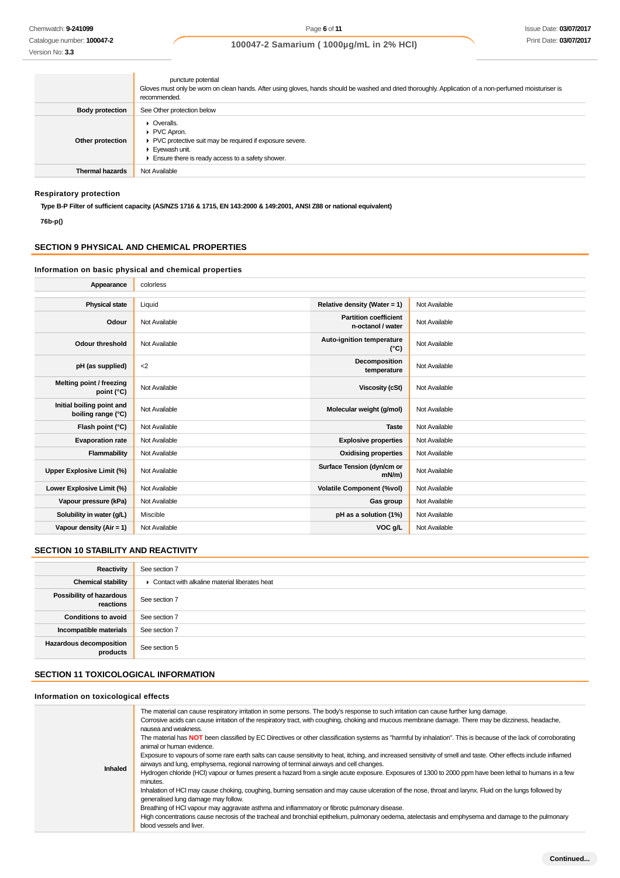| | |
|---|---|
| | puncture potential<br>Gloves must only be worn on clean hands. After using gloves, hands should be washed and dried thoroughly. Application of a non-perfumed moisturiser is recommended. |
| **Body protection** | See Other protection below |
| **Other protection** | ▸ Overalls.<br>▸ PVC Apron.<br>▸ PVC protective suit may be required if exposure severe.<br>▸ Eyewash unit.<br>▸ Ensure there is ready access to a safety shower. |
| **Thermal hazards** | Not Available |

### Respiratory protection

**Type B-P Filter of sufficient capacity. (AS/NZS 1716 & 1715, EN 143:2000 & 149:2001, ANSI Z88 or national equivalent)**

**76b-p()**

## SECTION 9 PHYSICAL AND CHEMICAL PROPERTIES

### Information on basic physical and chemical properties

| | | | |
|---|---|---|---|
| **Appearance** | colorless | | |
| **Physical state** | Liquid | **Relative density (Water = 1)** | Not Available |
| **Odour** | Not Available | **Partition coefficient n-octanol / water** | Not Available |
| **Odour threshold** | Not Available | **Auto-ignition temperature (°C)** | Not Available |
| **pH (as supplied)** | <2 | **Decomposition temperature** | Not Available |
| **Melting point / freezing point (°C)** | Not Available | **Viscosity (cSt)** | Not Available |
| **Initial boiling point and boiling range (°C)** | Not Available | **Molecular weight (g/mol)** | Not Available |
| **Flash point (°C)** | Not Available | **Taste** | Not Available |
| **Evaporation rate** | Not Available | **Explosive properties** | Not Available |
| **Flammability** | Not Available | **Oxidising properties** | Not Available |
| **Upper Explosive Limit (%)** | Not Available | **Surface Tension (dyn/cm or mN/m)** | Not Available |
| **Lower Explosive Limit (%)** | Not Available | **Volatile Component (%vol)** | Not Available |
| **Vapour pressure (kPa)** | Not Available | **Gas group** | Not Available |
| **Solubility in water (g/L)** | Miscible | **pH as a solution (1%)** | Not Available |
| **Vapour density (Air = 1)** | Not Available | **VOC g/L** | Not Available |

## SECTION 10 STABILITY AND REACTIVITY

| | |
|---|---|
| **Reactivity** | See section 7 |
| **Chemical stability** | ▸ Contact with alkaline material liberates heat |
| **Possibility of hazardous reactions** | See section 7 |
| **Conditions to avoid** | See section 7 |
| **Incompatible materials** | See section 7 |
| **Hazardous decomposition products** | See section 5 |

## SECTION 11 TOXICOLOGICAL INFORMATION

### Information on toxicological effects

| | |
|---|---|
| **Inhaled** | The material can cause respiratory irritation in some persons. The body's response to such irritation can cause further lung damage.<br>Corrosive acids can cause irritation of the respiratory tract, with coughing, choking and mucous membrane damage. There may be dizziness, headache, nausea and weakness.<br>The material has **NOT** been classified by EC Directives or other classification systems as "harmful by inhalation". This is because of the lack of corroborating animal or human evidence.<br>Exposure to vapours of some rare earth salts can cause sensitivity to heat, itching, and increased sensitivity of smell and taste. Other effects include inflamed airways and lung, emphysema, regional narrowing of terminal airways and cell changes.<br>Hydrogen chloride (HCl) vapour or fumes present a hazard from a single acute exposure. Exposures of 1300 to 2000 ppm have been lethal to humans in a few minutes.<br>Inhalation of HCl may cause choking, coughing, burning sensation and may cause ulceration of the nose, throat and larynx. Fluid on the lungs followed by generalised lung damage may follow.<br>Breathing of HCl vapour may aggravate asthma and inflammatory or fibrotic pulmonary disease.<br>High concentrations cause necrosis of the tracheal and bronchial epithelium, pulmonary oedema, atelectasis and emphysema and damage to the pulmonary blood vessels and liver. |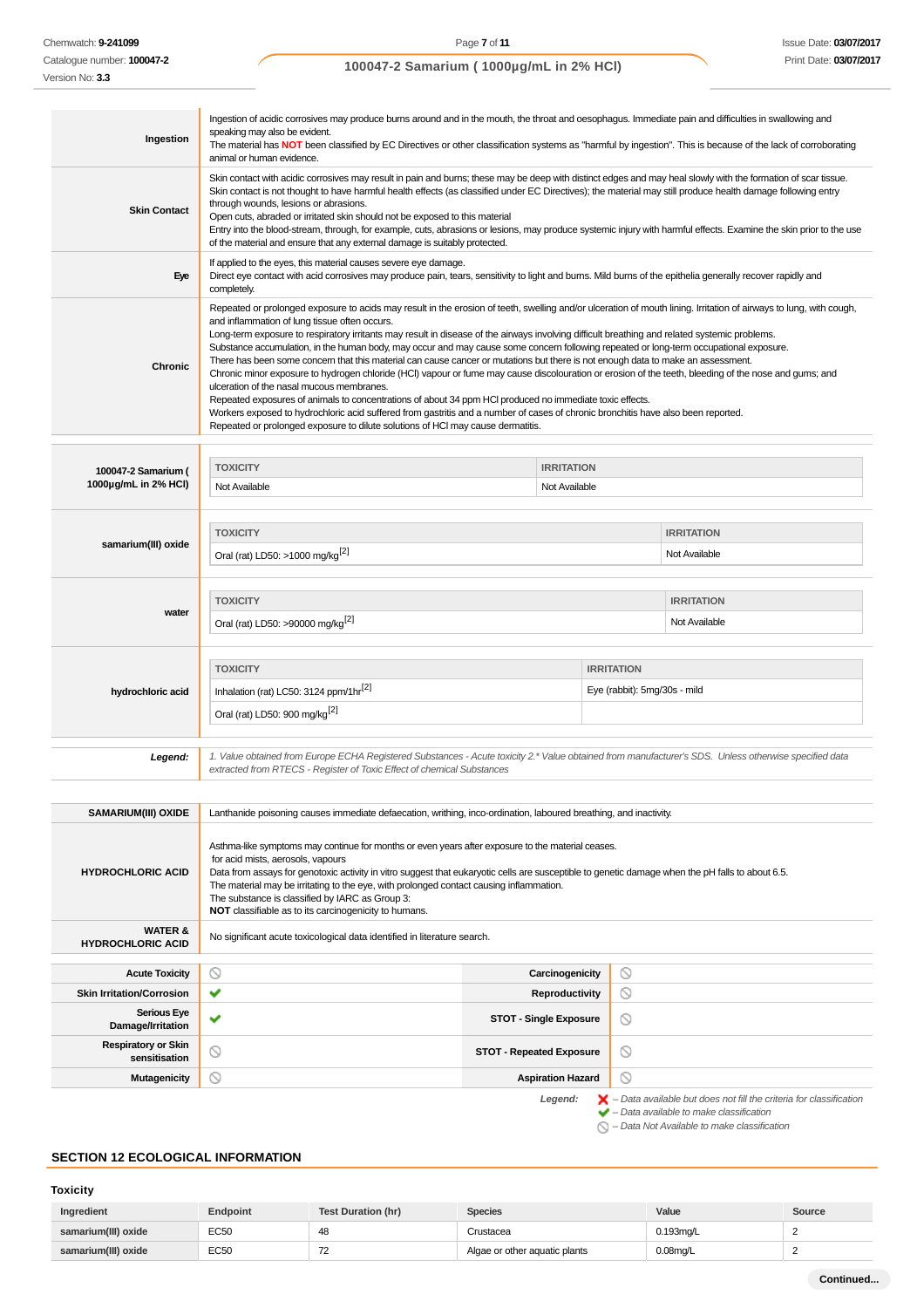| | |
|---|---|
| **Ingestion** | Ingestion of acidic corrosives may produce burns around and in the mouth, the throat and oesophagus. Immediate pain and difficulties in swallowing and speaking may also be evident.<br>The material has **NOT** been classified by EC Directives or other classification systems as "harmful by ingestion". This is because of the lack of corroborating animal or human evidence. |
| **Skin Contact** | Skin contact with acidic corrosives may result in pain and burns; these may be deep with distinct edges and may heal slowly with the formation of scar tissue.<br>Skin contact is not thought to have harmful health effects (as classified under EC Directives); the material may still produce health damage following entry through wounds, lesions or abrasions.<br>Open cuts, abraded or irritated skin should not be exposed to this material<br>Entry into the blood-stream, through, for example, cuts, abrasions or lesions, may produce systemic injury with harmful effects. Examine the skin prior to the use of the material and ensure that any external damage is suitably protected. |
| **Eye** | If applied to the eyes, this material causes severe eye damage.<br>Direct eye contact with acid corrosives may produce pain, tears, sensitivity to light and burns. Mild burns of the epithelia generally recover rapidly and completely. |
| **Chronic** | Repeated or prolonged exposure to acids may result in the erosion of teeth, swelling and/or ulceration of mouth lining. Irritation of airways to lung, with cough, and inflammation of lung tissue often occurs.<br>Long-term exposure to respiratory irritants may result in disease of the airways involving difficult breathing and related systemic problems.<br>Substance accumulation, in the human body, may occur and may cause some concern following repeated or long-term occupational exposure.<br>There has been some concern that this material can cause cancer or mutations but there is not enough data to make an assessment.<br>Chronic minor exposure to hydrogen chloride (HCl) vapour or fume may cause discolouration or erosion of the teeth, bleeding of the nose and gums; and ulceration of the nasal mucous membranes.<br>Repeated exposures of animals to concentrations of about 34 ppm HCl produced no immediate toxic effects.<br>Workers exposed to hydrochloric acid suffered from gastritis and a number of cases of chronic bronchitis have also been reported.<br>Repeated or prolonged exposure to dilute solutions of HCl may cause dermatitis. |

| | TOXICITY | IRRITATION |
|---|---|---|
| **100047-2 Samarium ( 1000µg/mL in 2% HCl)** | Not Available | Not Available |
| **samarium(III) oxide** | Oral (rat) LD50: >1000 mg/kg[2] | Not Available |
| **water** | Oral (rat) LD50: >90000 mg/kg[2] | Not Available |
| **hydrochloric acid** | Inhalation (rat) LC50: 3124 ppm/1hr[2] | Eye (rabbit): 5mg/30s - mild |
| | Oral (rat) LD50: 900 mg/kg[2] | |

***Legend:*** *1. Value obtained from Europe ECHA Registered Substances - Acute toxicity 2.\* Value obtained from manufacturer's SDS. Unless otherwise specified data extracted from RTECS - Register of Toxic Effect of chemical Substances*

| | |
|---|---|
| **SAMARIUM(III) OXIDE** | Lanthanide poisoning causes immediate defaecation, writhing, inco-ordination, laboured breathing, and inactivity. |
| **HYDROCHLORIC ACID** | Asthma-like symptoms may continue for months or even years after exposure to the material ceases.<br>for acid mists, aerosols, vapours<br>Data from assays for genotoxic activity in vitro suggest that eukaryotic cells are susceptible to genetic damage when the pH falls to about 6.5.<br>The material may be irritating to the eye, with prolonged contact causing inflammation.<br>The substance is classified by IARC as Group 3:<br>**NOT** classifiable as to its carcinogenicity to humans. |
| **WATER & HYDROCHLORIC ACID** | No significant acute toxicological data identified in literature search. |

| | | | |
|---|---|---|---|
| **Acute Toxicity** | ⊘ | **Carcinogenicity** | ⊘ |
| **Skin Irritation/Corrosion** | ✔ | **Reproductivity** | ⊘ |
| **Serious Eye Damage/Irritation** | ✔ | **STOT - Single Exposure** | ⊘ |
| **Respiratory or Skin sensitisation** | ⊘ | **STOT - Repeated Exposure** | ⊘ |
| **Mutagenicity** | ⊘ | **Aspiration Hazard** | ⊘ |

***Legend:***
- ✘ *– Data available but does not fill the criteria for classification*
- ✔ *– Data available to make classification*
- ⊘ *– Data Not Available to make classification*

## SECTION 12 ECOLOGICAL INFORMATION

### Toxicity

| Ingredient | Endpoint | Test Duration (hr) | Species | Value | Source |
|---|---|---|---|---|---|
| **samarium(III) oxide** | EC50 | 48 | Crustacea | 0.193mg/L | 2 |
| **samarium(III) oxide** | EC50 | 72 | Algae or other aquatic plants | 0.08mg/L | 2 |

**Continued...**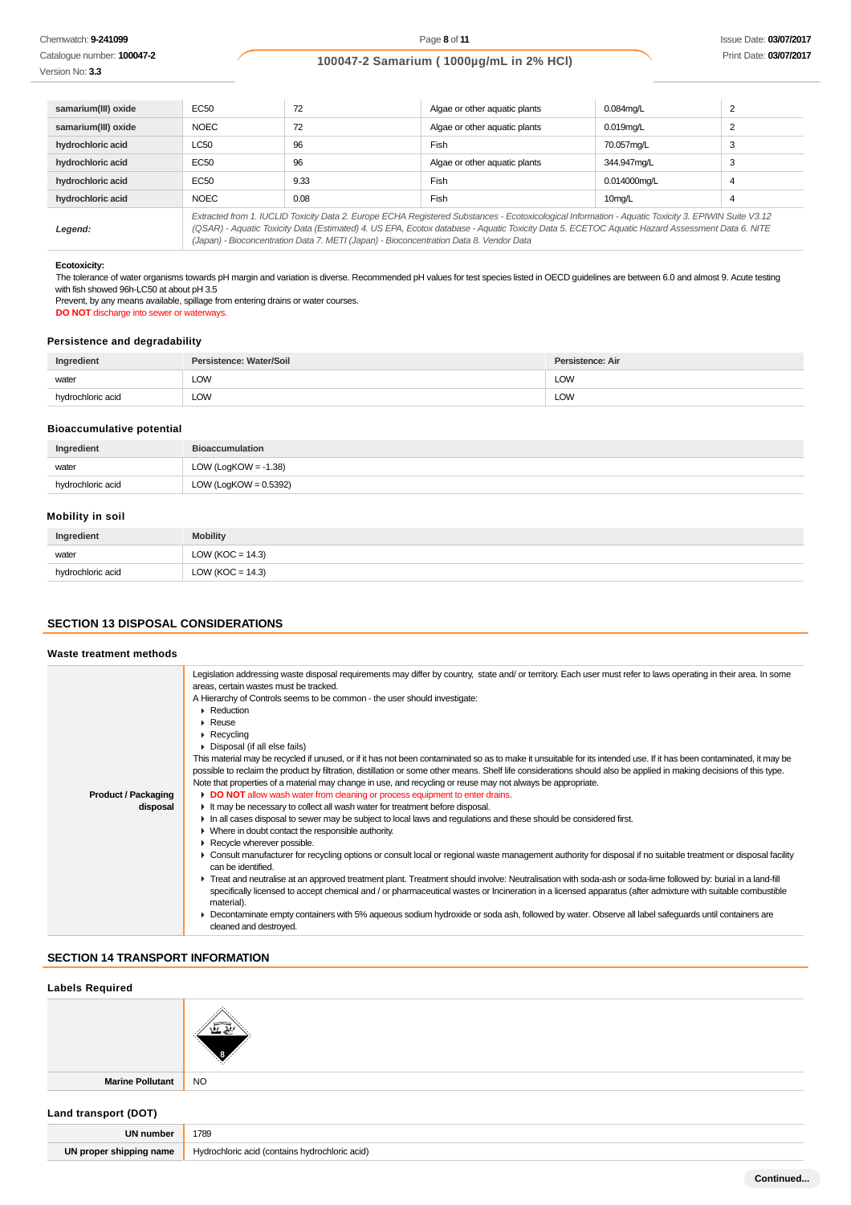| | | | | | |
|---|---|---|---|---|---|
| **samarium(III) oxide** | EC50 | 72 | Algae or other aquatic plants | 0.084mg/L | 2 |
| **samarium(III) oxide** | NOEC | 72 | Algae or other aquatic plants | 0.019mg/L | 2 |
| **hydrochloric acid** | LC50 | 96 | Fish | 70.057mg/L | 3 |
| **hydrochloric acid** | EC50 | 96 | Algae or other aquatic plants | 344.947mg/L | 3 |
| **hydrochloric acid** | EC50 | 9.33 | Fish | 0.014000mg/L | 4 |
| **hydrochloric acid** | NOEC | 0.08 | Fish | 10mg/L | 4 |
| ***Legend:*** | *Extracted from 1. IUCLID Toxicity Data 2. Europe ECHA Registered Substances - Ecotoxicological Information - Aquatic Toxicity 3. EPIWIN Suite V3.12 (QSAR) - Aquatic Toxicity Data (Estimated) 4. US EPA, Ecotox database - Aquatic Toxicity Data 5. ECETOC Aquatic Hazard Assessment Data 6. NITE (Japan) - Bioconcentration Data 7. METI (Japan) - Bioconcentration Data 8. Vendor Data* | | | | |

**Ecotoxicity:**

The tolerance of water organisms towards pH margin and variation is diverse. Recommended pH values for test species listed in OECD guidelines are between 6.0 and almost 9. Acute testing with fish showed 96h-LC50 at about pH 3.5

Prevent, by any means available, spillage from entering drains or water courses.

**DO NOT** discharge into sewer or waterways.

### Persistence and degradability

| Ingredient | Persistence: Water/Soil | Persistence: Air |
|---|---|---|
| water | LOW | LOW |
| hydrochloric acid | LOW | LOW |

### Bioaccumulative potential

| Ingredient | Bioaccumulation |
|---|---|
| water | LOW (LogKOW = -1.38) |
| hydrochloric acid | LOW (LogKOW = 0.5392) |

### Mobility in soil

| Ingredient | Mobility |
|---|---|
| water | LOW (KOC = 14.3) |
| hydrochloric acid | LOW (KOC = 14.3) |

## SECTION 13 DISPOSAL CONSIDERATIONS

### Waste treatment methods

**Product / Packaging disposal**

Legislation addressing waste disposal requirements may differ by country, state and/ or territory. Each user must refer to laws operating in their area. In some areas, certain wastes must be tracked.

A Hierarchy of Controls seems to be common - the user should investigate:

- Reduction
- Reuse
- Recycling
- Disposal (if all else fails)

This material may be recycled if unused, or if it has not been contaminated so as to make it unsuitable for its intended use. If it has been contaminated, it may be possible to reclaim the product by filtration, distillation or some other means. Shelf life considerations should also be applied in making decisions of this type. Note that properties of a material may change in use, and recycling or reuse may not always be appropriate.

- **DO NOT** allow wash water from cleaning or process equipment to enter drains.
- It may be necessary to collect all wash water for treatment before disposal.
- In all cases disposal to sewer may be subject to local laws and regulations and these should be considered first.
- Where in doubt contact the responsible authority.
- Recycle wherever possible.
- Consult manufacturer for recycling options or consult local or regional waste management authority for disposal if no suitable treatment or disposal facility can be identified.
- Treat and neutralise at an approved treatment plant. Treatment should involve: Neutralisation with soda-ash or soda-lime followed by: burial in a land-fill specifically licensed to accept chemical and / or pharmaceutical wastes or Incineration in a licensed apparatus (after admixture with suitable combustible material).
- Decontaminate empty containers with 5% aqueous sodium hydroxide or soda ash, followed by water. Observe all label safeguards until containers are cleaned and destroyed.

## SECTION 14 TRANSPORT INFORMATION

### Labels Required

| | |
|---|---|
| | 8 |
| **Marine Pollutant** | NO |

### Land transport (DOT)

| | |
|---|---|
| **UN number** | 1789 |
| **UN proper shipping name** | Hydrochloric acid (contains hydrochloric acid) |

**Continued...**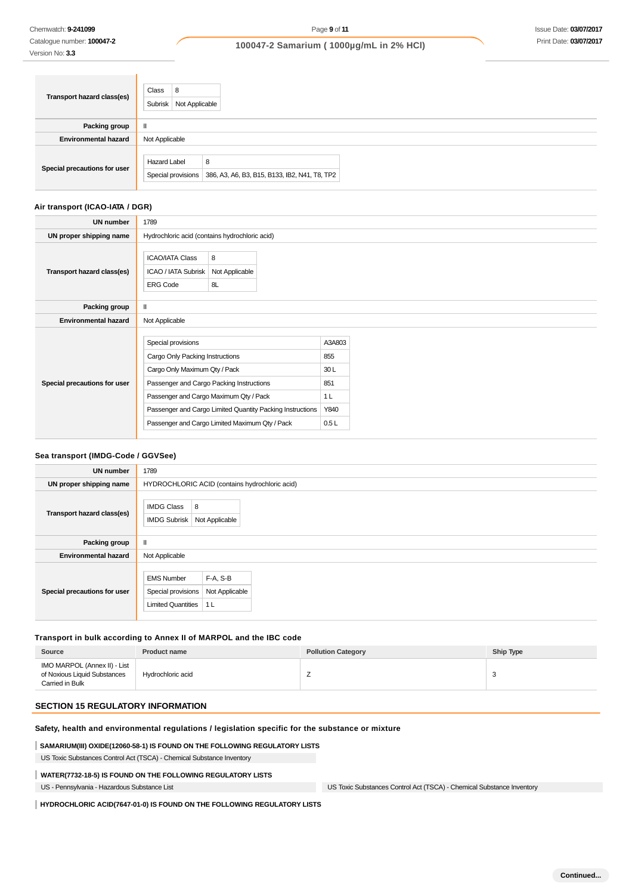| | |
|---|---|
| **Transport hazard class(es)** | Class: 8; Subrisk: Not Applicable |
| **Packing group** | II |
| **Environmental hazard** | Not Applicable |
| **Special precautions for user** | Hazard Label: 8; Special provisions: 386, A3, A6, B3, B15, B133, IB2, N41, T8, TP2 |

### Air transport (ICAO-IATA / DGR)

| | |
|---|---|
| **UN number** | 1789 |
| **UN proper shipping name** | Hydrochloric acid (contains hydrochloric acid) |
| **Transport hazard class(es)** | ICAO/IATA Class: 8; ICAO / IATA Subrisk: Not Applicable; ERG Code: 8L |
| **Packing group** | II |
| **Environmental hazard** | Not Applicable |
| **Special precautions for user** | Special provisions: A3A803; Cargo Only Packing Instructions: 855; Cargo Only Maximum Qty / Pack: 30 L; Passenger and Cargo Packing Instructions: 851; Passenger and Cargo Maximum Qty / Pack: 1 L; Passenger and Cargo Limited Quantity Packing Instructions: Y840; Passenger and Cargo Limited Maximum Qty / Pack: 0.5 L |

### Sea transport (IMDG-Code / GGVSee)

| | |
|---|---|
| **UN number** | 1789 |
| **UN proper shipping name** | HYDROCHLORIC ACID (contains hydrochloric acid) |
| **Transport hazard class(es)** | IMDG Class: 8; IMDG Subrisk: Not Applicable |
| **Packing group** | II |
| **Environmental hazard** | Not Applicable |
| **Special precautions for user** | EMS Number: F-A, S-B; Special provisions: Not Applicable; Limited Quantities: 1 L |

### Transport in bulk according to Annex II of MARPOL and the IBC code

| Source | Product name | Pollution Category | Ship Type |
|---|---|---|---|
| IMO MARPOL (Annex II) - List of Noxious Liquid Substances Carried in Bulk | Hydrochloric acid | Z | 3 |

## SECTION 15 REGULATORY INFORMATION

### Safety, health and environmental regulations / legislation specific for the substance or mixture

**SAMARIUM(III) OXIDE(12060-58-1) IS FOUND ON THE FOLLOWING REGULATORY LISTS**

US Toxic Substances Control Act (TSCA) - Chemical Substance Inventory

**WATER(7732-18-5) IS FOUND ON THE FOLLOWING REGULATORY LISTS**

US - Pennsylvania - Hazardous Substance List

US Toxic Substances Control Act (TSCA) - Chemical Substance Inventory

**HYDROCHLORIC ACID(7647-01-0) IS FOUND ON THE FOLLOWING REGULATORY LISTS**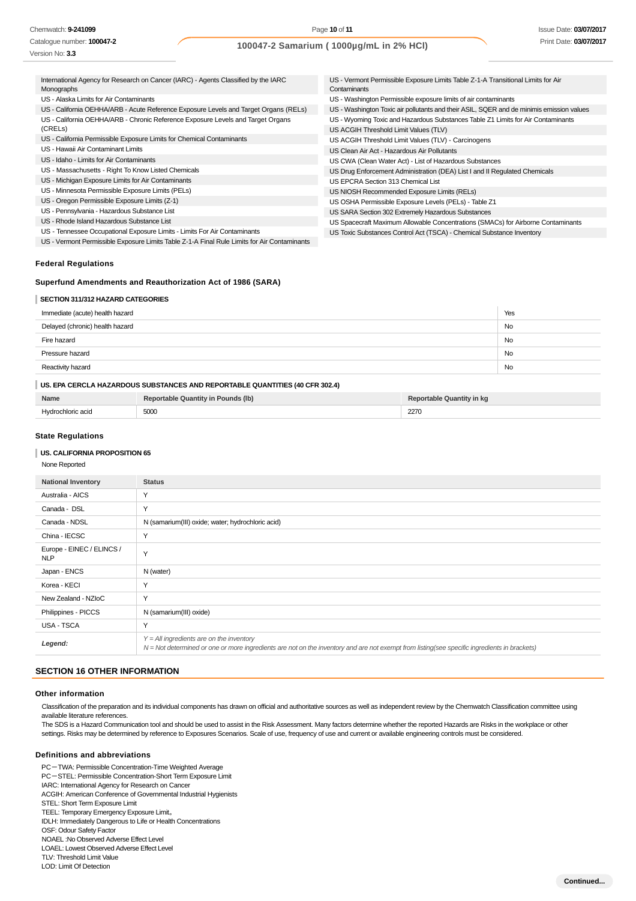International Agency for Research on Cancer (IARC) - Agents Classified by the IARC Monographs
US - Alaska Limits for Air Contaminants
US - California OEHHA/ARB - Acute Reference Exposure Levels and Target Organs (RELs)
US - California OEHHA/ARB - Chronic Reference Exposure Levels and Target Organs (CRELs)
US - California Permissible Exposure Limits for Chemical Contaminants
US - Hawaii Air Contaminant Limits
US - Idaho - Limits for Air Contaminants
US - Massachusetts - Right To Know Listed Chemicals
US - Michigan Exposure Limits for Air Contaminants
US - Minnesota Permissible Exposure Limits (PELs)
US - Oregon Permissible Exposure Limits (Z-1)
US - Pennsylvania - Hazardous Substance List
US - Rhode Island Hazardous Substance List
US - Tennessee Occupational Exposure Limits - Limits For Air Contaminants
US - Vermont Permissible Exposure Limits Table Z-1-A Final Rule Limits for Air Contaminants
US - Vermont Permissible Exposure Limits Table Z-1-A Transitional Limits for Air Contaminants
US - Washington Permissible exposure limits of air contaminants
US - Washington Toxic air pollutants and their ASIL, SQER and de minimis emission values
US - Wyoming Toxic and Hazardous Substances Table Z1 Limits for Air Contaminants
US ACGIH Threshold Limit Values (TLV)
US ACGIH Threshold Limit Values (TLV) - Carcinogens
US Clean Air Act - Hazardous Air Pollutants
US CWA (Clean Water Act) - List of Hazardous Substances
US Drug Enforcement Administration (DEA) List I and II Regulated Chemicals
US EPCRA Section 313 Chemical List
US NIOSH Recommended Exposure Limits (RELs)
US OSHA Permissible Exposure Levels (PELs) - Table Z1
US SARA Section 302 Extremely Hazardous Substances
US Spacecraft Maximum Allowable Concentrations (SMACs) for Airborne Contaminants
US Toxic Substances Control Act (TSCA) - Chemical Substance Inventory

### Federal Regulations

### Superfund Amendments and Reauthorization Act of 1986 (SARA)

#### SECTION 311/312 HAZARD CATEGORIES

| | |
|---|---|
| Immediate (acute) health hazard | Yes |
| Delayed (chronic) health hazard | No |
| Fire hazard | No |
| Pressure hazard | No |
| Reactivity hazard | No |

#### US. EPA CERCLA HAZARDOUS SUBSTANCES AND REPORTABLE QUANTITIES (40 CFR 302.4)

| Name | Reportable Quantity in Pounds (lb) | Reportable Quantity in kg |
|---|---|---|
| Hydrochloric acid | 5000 | 2270 |

### State Regulations

#### US. CALIFORNIA PROPOSITION 65

None Reported

| National Inventory | Status |
|---|---|
| Australia - AICS | Y |
| Canada - DSL | Y |
| Canada - NDSL | N (samarium(III) oxide; water; hydrochloric acid) |
| China - IECSC | Y |
| Europe - EINEC / ELINCS / NLP | Y |
| Japan - ENCS | N (water) |
| Korea - KECI | Y |
| New Zealand - NZIoC | Y |
| Philippines - PICCS | N (samarium(III) oxide) |
| USA - TSCA | Y |
| ***Legend:*** | *Y = All ingredients are on the inventory*<br>*N = Not determined or one or more ingredients are not on the inventory and are not exempt from listing(see specific ingredients in brackets)* |

## SECTION 16 OTHER INFORMATION

### Other information

Classification of the preparation and its individual components has drawn on official and authoritative sources as well as independent review by the Chemwatch Classification committee using available literature references.
The SDS is a Hazard Communication tool and should be used to assist in the Risk Assessment. Many factors determine whether the reported Hazards are Risks in the workplace or other settings. Risks may be determined by reference to Exposures Scenarios. Scale of use, frequency of use and current or available engineering controls must be considered.

### Definitions and abbreviations

PC－TWA: Permissible Concentration-Time Weighted Average
PC－STEL: Permissible Concentration-Short Term Exposure Limit
IARC: International Agency for Research on Cancer
ACGIH: American Conference of Governmental Industrial Hygienists
STEL: Short Term Exposure Limit
TEEL: Temporary Emergency Exposure Limit。
IDLH: Immediately Dangerous to Life or Health Concentrations
OSF: Odour Safety Factor
NOAEL :No Observed Adverse Effect Level
LOAEL: Lowest Observed Adverse Effect Level
TLV: Threshold Limit Value
LOD: Limit Of Detection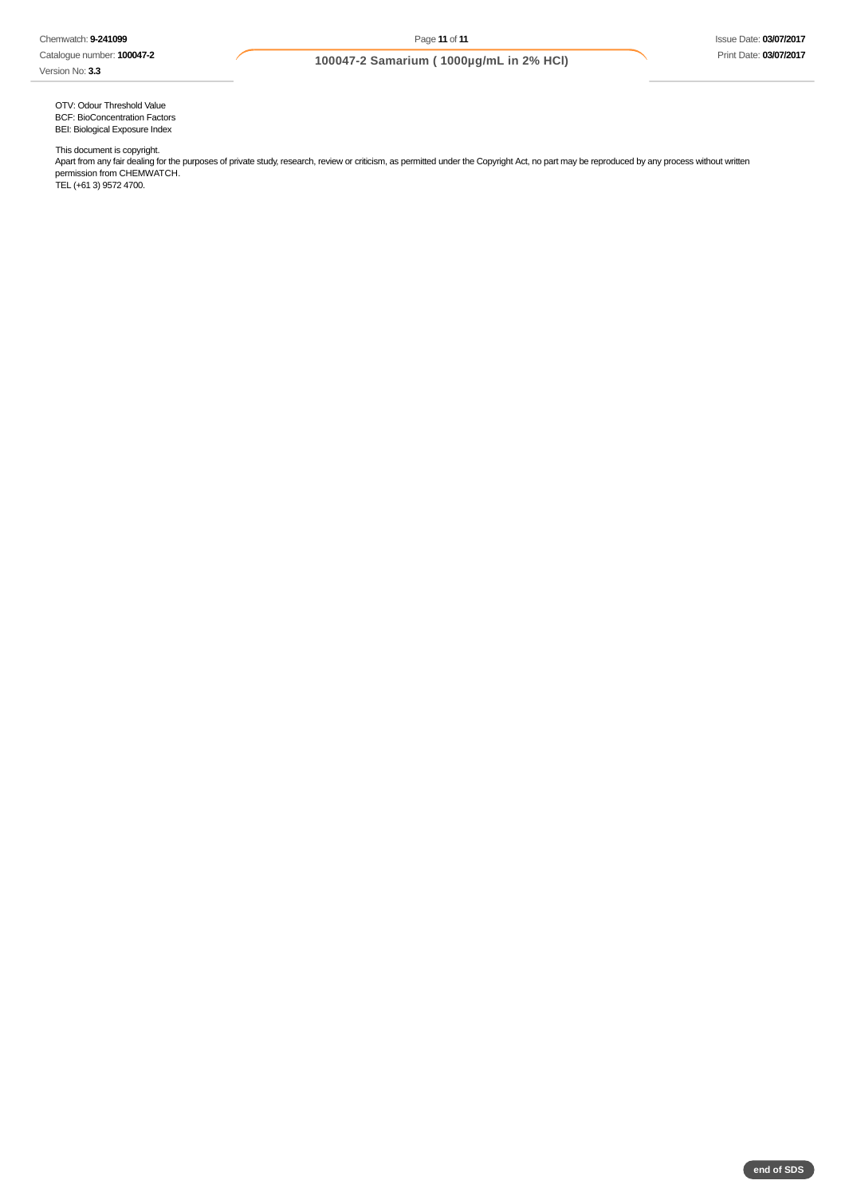OTV: Odour Threshold Value
BCF: BioConcentration Factors
BEI: Biological Exposure Index

This document is copyright.
Apart from any fair dealing for the purposes of private study, research, review or criticism, as permitted under the Copyright Act, no part may be reproduced by any process without written permission from CHEMWATCH.
TEL (+61 3) 9572 4700.

**end of SDS**